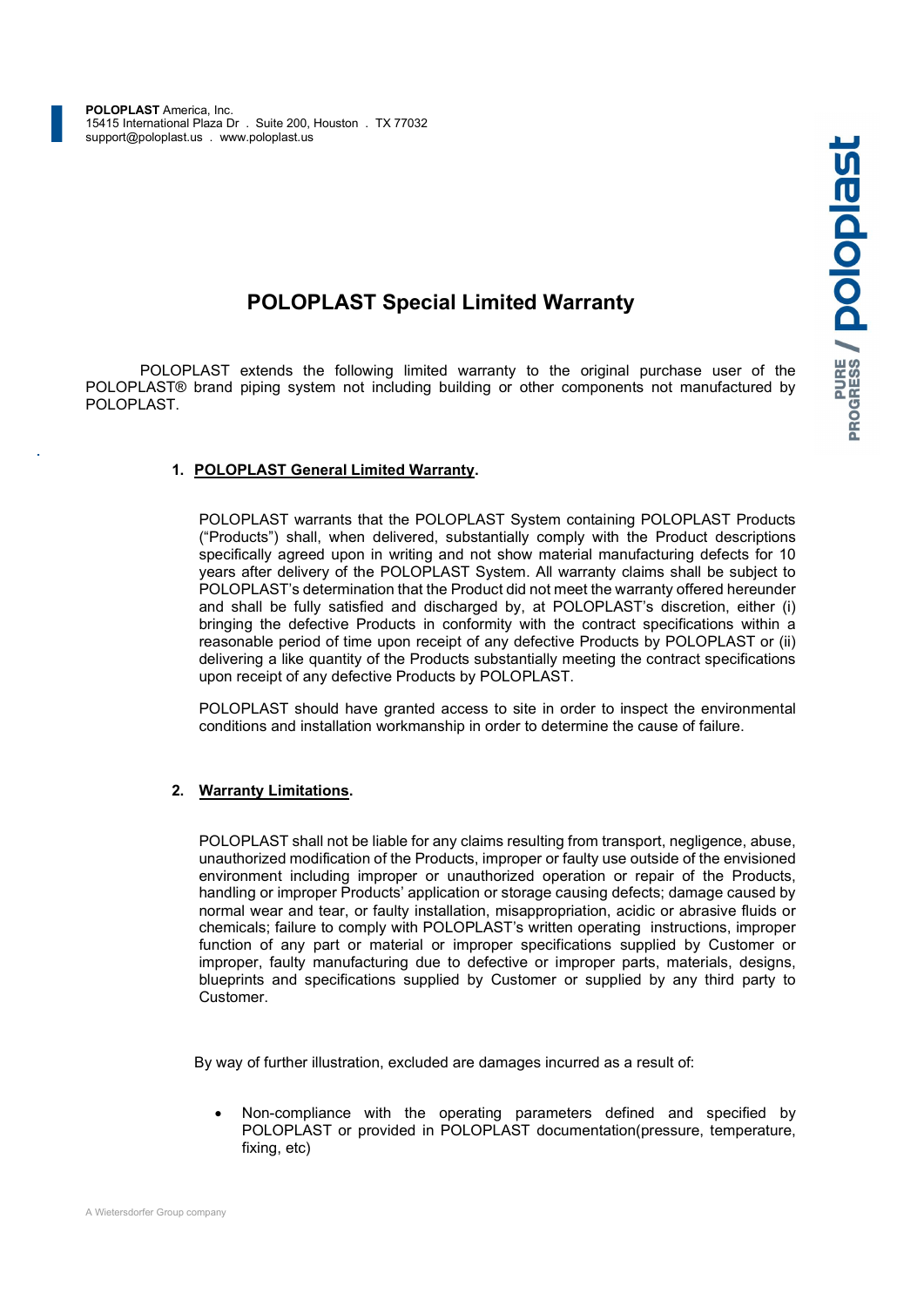**POLOPLAST** America, Inc.
15415 International Plaza Dr . Suite 200, Houston . TX 77032
support@poloplast.us . www.poloplast.us

# POLOPLAST Special Limited Warranty

POLOPLAST extends the following limited warranty to the original purchase user of the POLOPLAST® brand piping system not including building or other components not manufactured by POLOPLAST.

## 1. POLOPLAST General Limited Warranty.

POLOPLAST warrants that the POLOPLAST System containing POLOPLAST Products ("Products") shall, when delivered, substantially comply with the Product descriptions specifically agreed upon in writing and not show material manufacturing defects for 10 years after delivery of the POLOPLAST System. All warranty claims shall be subject to POLOPLAST's determination that the Product did not meet the warranty offered hereunder and shall be fully satisfied and discharged by, at POLOPLAST's discretion, either (i) bringing the defective Products in conformity with the contract specifications within a reasonable period of time upon receipt of any defective Products by POLOPLAST or (ii) delivering a like quantity of the Products substantially meeting the contract specifications upon receipt of any defective Products by POLOPLAST.

POLOPLAST should have granted access to site in order to inspect the environmental conditions and installation workmanship in order to determine the cause of failure.

## 2. Warranty Limitations.

POLOPLAST shall not be liable for any claims resulting from transport, negligence, abuse, unauthorized modification of the Products, improper or faulty use outside of the envisioned environment including improper or unauthorized operation or repair of the Products, handling or improper Products' application or storage causing defects; damage caused by normal wear and tear, or faulty installation, misappropriation, acidic or abrasive fluids or chemicals; failure to comply with POLOPLAST's written operating instructions, improper function of any part or material or improper specifications supplied by Customer or improper, faulty manufacturing due to defective or improper parts, materials, designs, blueprints and specifications supplied by Customer or supplied by any third party to Customer.

By way of further illustration, excluded are damages incurred as a result of:

- Non-compliance with the operating parameters defined and specified by POLOPLAST or provided in POLOPLAST documentation(pressure, temperature, fixing, etc)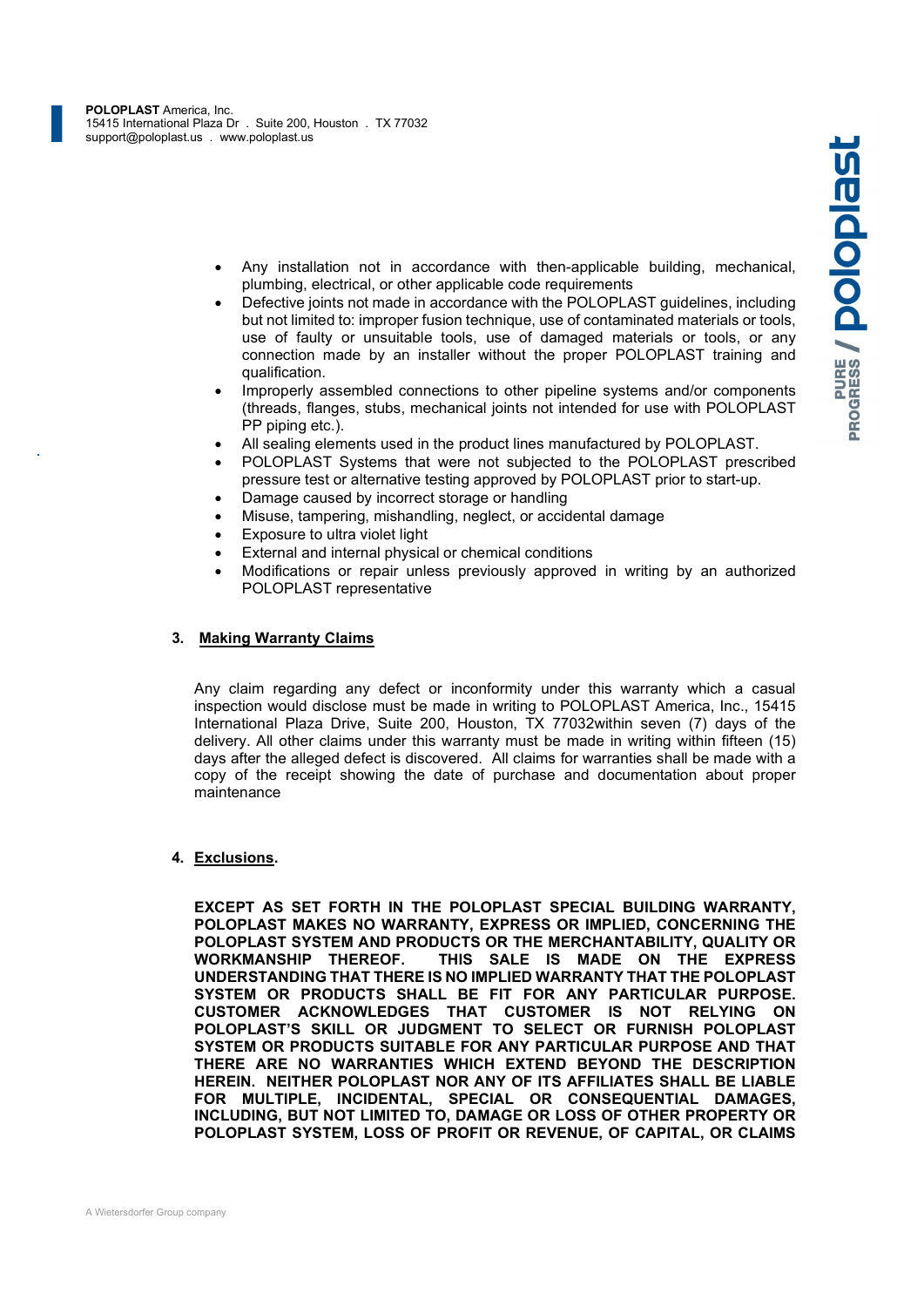- Any installation not in accordance with then-applicable building, mechanical, plumbing, electrical, or other applicable code requirements
- Defective joints not made in accordance with the POLOPLAST guidelines, including but not limited to: improper fusion technique, use of contaminated materials or tools, use of faulty or unsuitable tools, use of damaged materials or tools, or any connection made by an installer without the proper POLOPLAST training and qualification.
- Improperly assembled connections to other pipeline systems and/or components (threads, flanges, stubs, mechanical joints not intended for use with POLOPLAST PP piping etc.).
- All sealing elements used in the product lines manufactured by POLOPLAST.
- POLOPLAST Systems that were not subjected to the POLOPLAST prescribed pressure test or alternative testing approved by POLOPLAST prior to start-up.
- Damage caused by incorrect storage or handling
- Misuse, tampering, mishandling, neglect, or accidental damage
- Exposure to ultra violet light
- External and internal physical or chemical conditions
- Modifications or repair unless previously approved in writing by an authorized POLOPLAST representative

## 3. Making Warranty Claims

Any claim regarding any defect or inconformity under this warranty which a casual inspection would disclose must be made in writing to POLOPLAST America, Inc., 15415 International Plaza Drive, Suite 200, Houston, TX 77032within seven (7) days of the delivery. All other claims under this warranty must be made in writing within fifteen (15) days after the alleged defect is discovered. All claims for warranties shall be made with a copy of the receipt showing the date of purchase and documentation about proper maintenance

## 4. Exclusions.

**EXCEPT AS SET FORTH IN THE POLOPLAST SPECIAL BUILDING WARRANTY, POLOPLAST MAKES NO WARRANTY, EXPRESS OR IMPLIED, CONCERNING THE POLOPLAST SYSTEM AND PRODUCTS OR THE MERCHANTABILITY, QUALITY OR WORKMANSHIP THEREOF. THIS SALE IS MADE ON THE EXPRESS UNDERSTANDING THAT THERE IS NO IMPLIED WARRANTY THAT THE POLOPLAST SYSTEM OR PRODUCTS SHALL BE FIT FOR ANY PARTICULAR PURPOSE. CUSTOMER ACKNOWLEDGES THAT CUSTOMER IS NOT RELYING ON POLOPLAST'S SKILL OR JUDGMENT TO SELECT OR FURNISH POLOPLAST SYSTEM OR PRODUCTS SUITABLE FOR ANY PARTICULAR PURPOSE AND THAT THERE ARE NO WARRANTIES WHICH EXTEND BEYOND THE DESCRIPTION HEREIN. NEITHER POLOPLAST NOR ANY OF ITS AFFILIATES SHALL BE LIABLE FOR MULTIPLE, INCIDENTAL, SPECIAL OR CONSEQUENTIAL DAMAGES, INCLUDING, BUT NOT LIMITED TO, DAMAGE OR LOSS OF OTHER PROPERTY OR POLOPLAST SYSTEM, LOSS OF PROFIT OR REVENUE, OF CAPITAL, OR CLAIMS**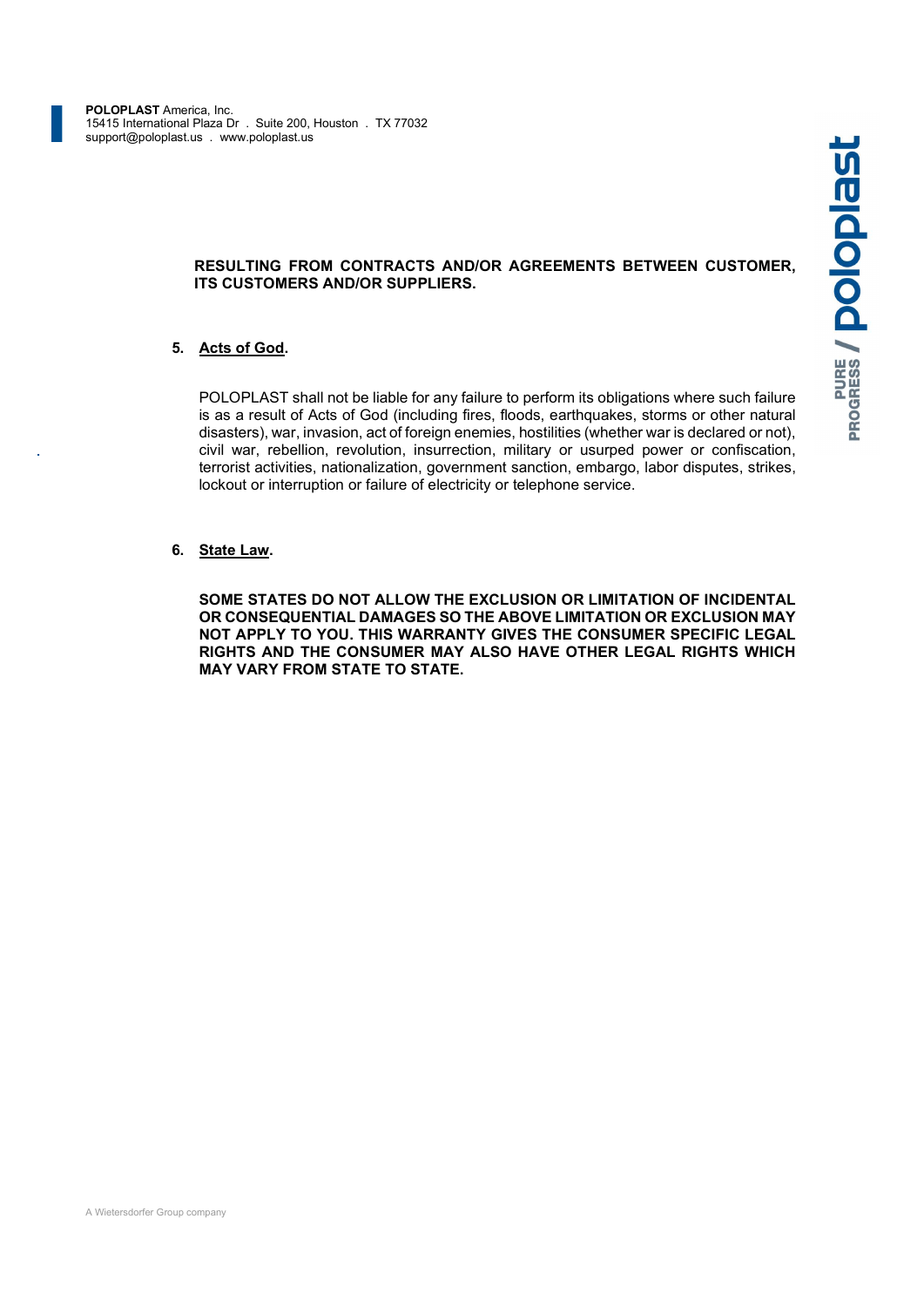**RESULTING FROM CONTRACTS AND/OR AGREEMENTS BETWEEN CUSTOMER, ITS CUSTOMERS AND/OR SUPPLIERS.**

**5. <u>Acts of God</u>.**

POLOPLAST shall not be liable for any failure to perform its obligations where such failure is as a result of Acts of God (including fires, floods, earthquakes, storms or other natural disasters), war, invasion, act of foreign enemies, hostilities (whether war is declared or not), civil war, rebellion, revolution, insurrection, military or usurped power or confiscation, terrorist activities, nationalization, government sanction, embargo, labor disputes, strikes, lockout or interruption or failure of electricity or telephone service.

**6. <u>State Law</u>.**

**SOME STATES DO NOT ALLOW THE EXCLUSION OR LIMITATION OF INCIDENTAL OR CONSEQUENTIAL DAMAGES SO THE ABOVE LIMITATION OR EXCLUSION MAY NOT APPLY TO YOU. THIS WARRANTY GIVES THE CONSUMER SPECIFIC LEGAL RIGHTS AND THE CONSUMER MAY ALSO HAVE OTHER LEGAL RIGHTS WHICH MAY VARY FROM STATE TO STATE.**